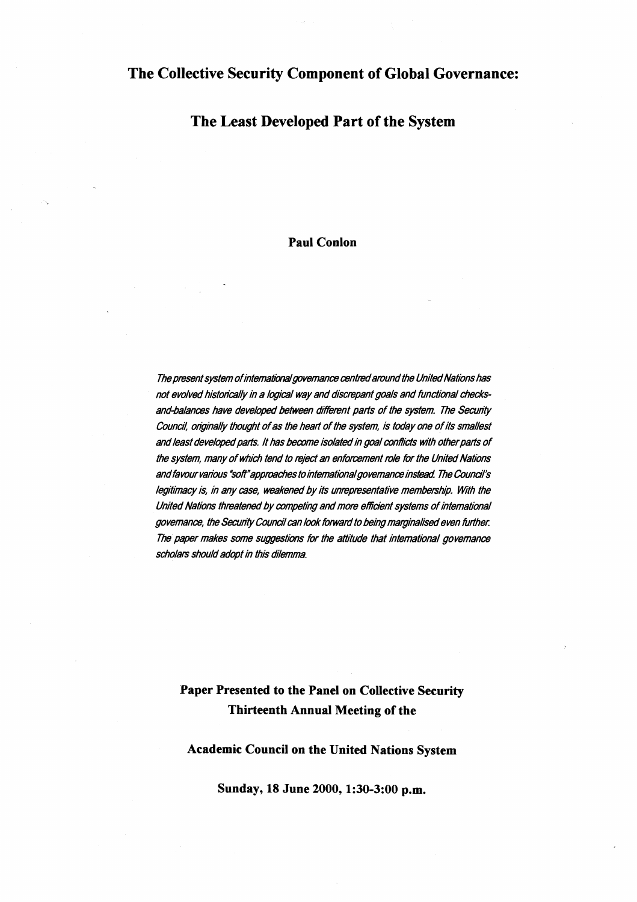# The Collective Security Component of Global Governance:

# The Least Developed Part of the System

**Paul Conlon**

*The present system of international governance centred around the United Nations has not evolved historically in a logical way and discrepant goals and functional checks-and-balances have developed between different parts of the system. The Security Council, originally thought of as the heart of the system, is today one of its smallest and least developed parts. It has become isolated in goal conflicts with other parts of the system, many of which tend to reject an enforcement role for the United Nations and favour various "soft" approaches to international governance instead. The Council's legitimacy is, in any case, weakened by its unrepresentative membership. With the United Nations threatened by competing and more efficient systems of international governance, the Security Council can look forward to being marginalised even further. The paper makes some suggestions for the attitude that international governance scholars should adopt in this dilemma.*

**Paper Presented to the Panel on Collective Security**
**Thirteenth Annual Meeting of the**

**Academic Council on the United Nations System**

**Sunday, 18 June 2000, 1:30-3:00 p.m.**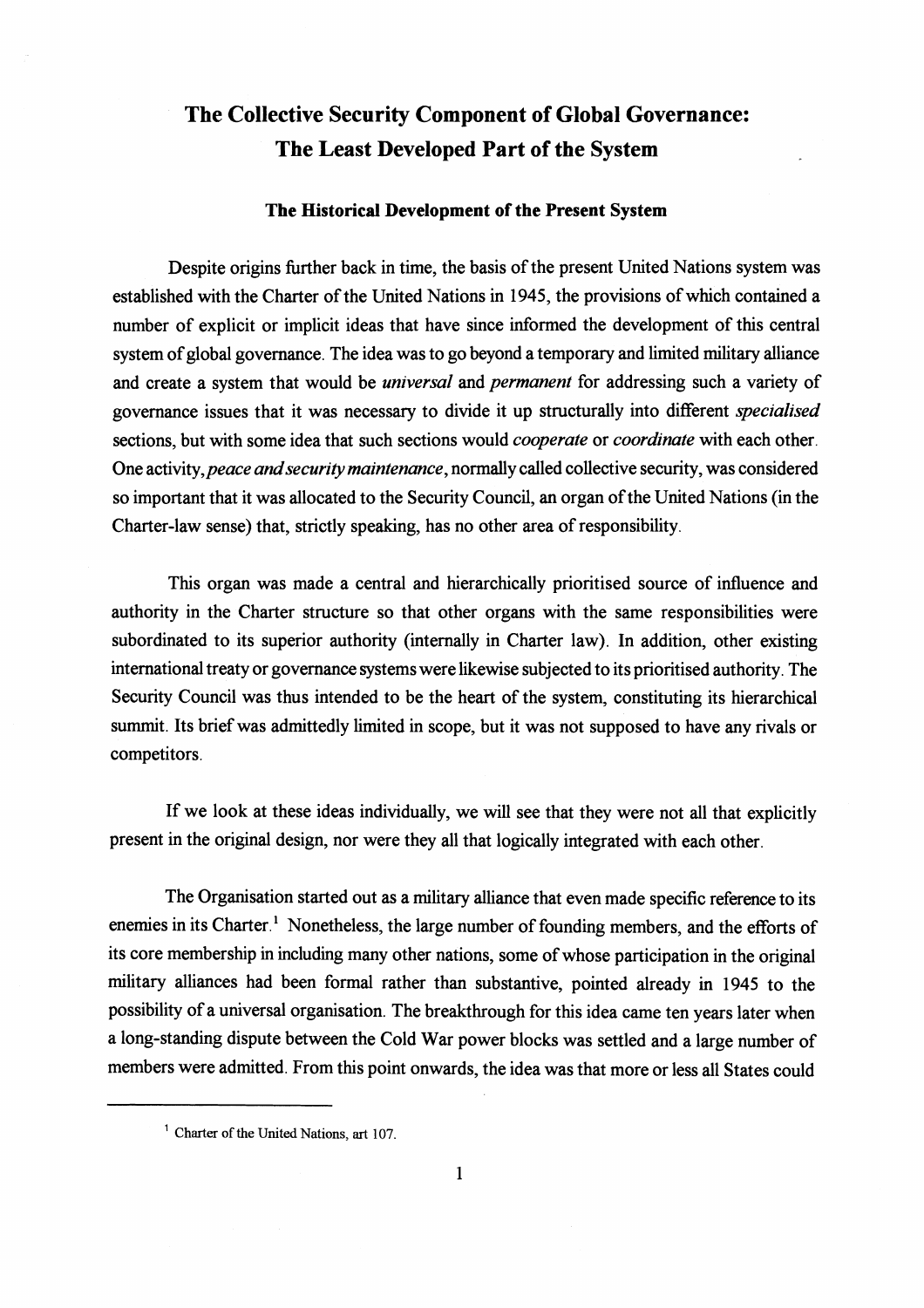# The Collective Security Component of Global Governance: The Least Developed Part of the System

## The Historical Development of the Present System

Despite origins further back in time, the basis of the present United Nations system was established with the Charter of the United Nations in 1945, the provisions of which contained a number of explicit or implicit ideas that have since informed the development of this central system of global governance. The idea was to go beyond a temporary and limited military alliance and create a system that would be *universal* and *permanent* for addressing such a variety of governance issues that it was necessary to divide it up structurally into different *specialised* sections, but with some idea that such sections would *cooperate* or *coordinate* with each other. One activity, *peace and security maintenance*, normally called collective security, was considered so important that it was allocated to the Security Council, an organ of the United Nations (in the Charter-law sense) that, strictly speaking, has no other area of responsibility.

This organ was made a central and hierarchically prioritised source of influence and authority in the Charter structure so that other organs with the same responsibilities were subordinated to its superior authority (internally in Charter law). In addition, other existing international treaty or governance systems were likewise subjected to its prioritised authority. The Security Council was thus intended to be the heart of the system, constituting its hierarchical summit. Its brief was admittedly limited in scope, but it was not supposed to have any rivals or competitors.

If we look at these ideas individually, we will see that they were not all that explicitly present in the original design, nor were they all that logically integrated with each other.

The Organisation started out as a military alliance that even made specific reference to its enemies in its Charter.[1] Nonetheless, the large number of founding members, and the efforts of its core membership in including many other nations, some of whose participation in the original military alliances had been formal rather than substantive, pointed already in 1945 to the possibility of a universal organisation. The breakthrough for this idea came ten years later when a long-standing dispute between the Cold War power blocks was settled and a large number of members were admitted. From this point onwards, the idea was that more or less all States could

[1] Charter of the United Nations, art 107.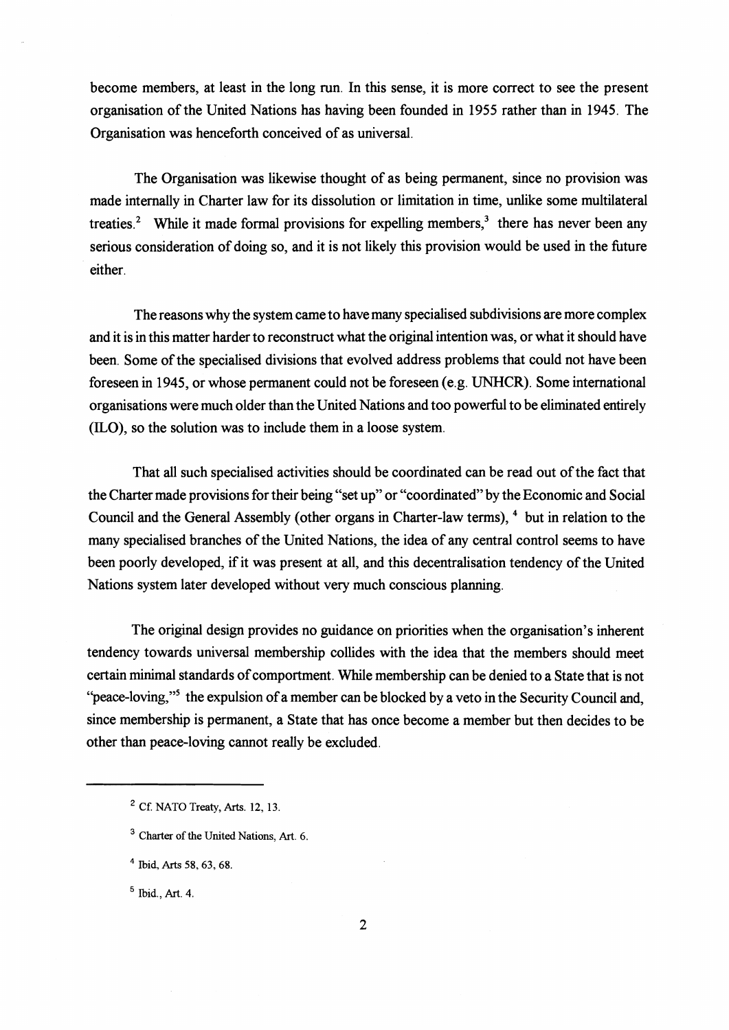become members, at least in the long run. In this sense, it is more correct to see the present organisation of the United Nations has having been founded in 1955 rather than in 1945. The Organisation was henceforth conceived of as universal.

The Organisation was likewise thought of as being permanent, since no provision was made internally in Charter law for its dissolution or limitation in time, unlike some multilateral treaties.[2] While it made formal provisions for expelling members,[3] there has never been any serious consideration of doing so, and it is not likely this provision would be used in the future either.

The reasons why the system came to have many specialised subdivisions are more complex and it is in this matter harder to reconstruct what the original intention was, or what it should have been. Some of the specialised divisions that evolved address problems that could not have been foreseen in 1945, or whose permanent could not be foreseen (e.g. UNHCR). Some international organisations were much older than the United Nations and too powerful to be eliminated entirely (ILO), so the solution was to include them in a loose system.

That all such specialised activities should be coordinated can be read out of the fact that the Charter made provisions for their being "set up" or "coordinated" by the Economic and Social Council and the General Assembly (other organs in Charter-law terms), [4] but in relation to the many specialised branches of the United Nations, the idea of any central control seems to have been poorly developed, if it was present at all, and this decentralisation tendency of the United Nations system later developed without very much conscious planning.

The original design provides no guidance on priorities when the organisation's inherent tendency towards universal membership collides with the idea that the members should meet certain minimal standards of comportment. While membership can be denied to a State that is not "peace-loving,"[5] the expulsion of a member can be blocked by a veto in the Security Council and, since membership is permanent, a State that has once become a member but then decides to be other than peace-loving cannot really be excluded.

---

[2] Cf. NATO Treaty, Arts. 12, 13.

[3] Charter of the United Nations, Art. 6.

[4] Ibid, Arts 58, 63, 68.

[5] Ibid., Art. 4.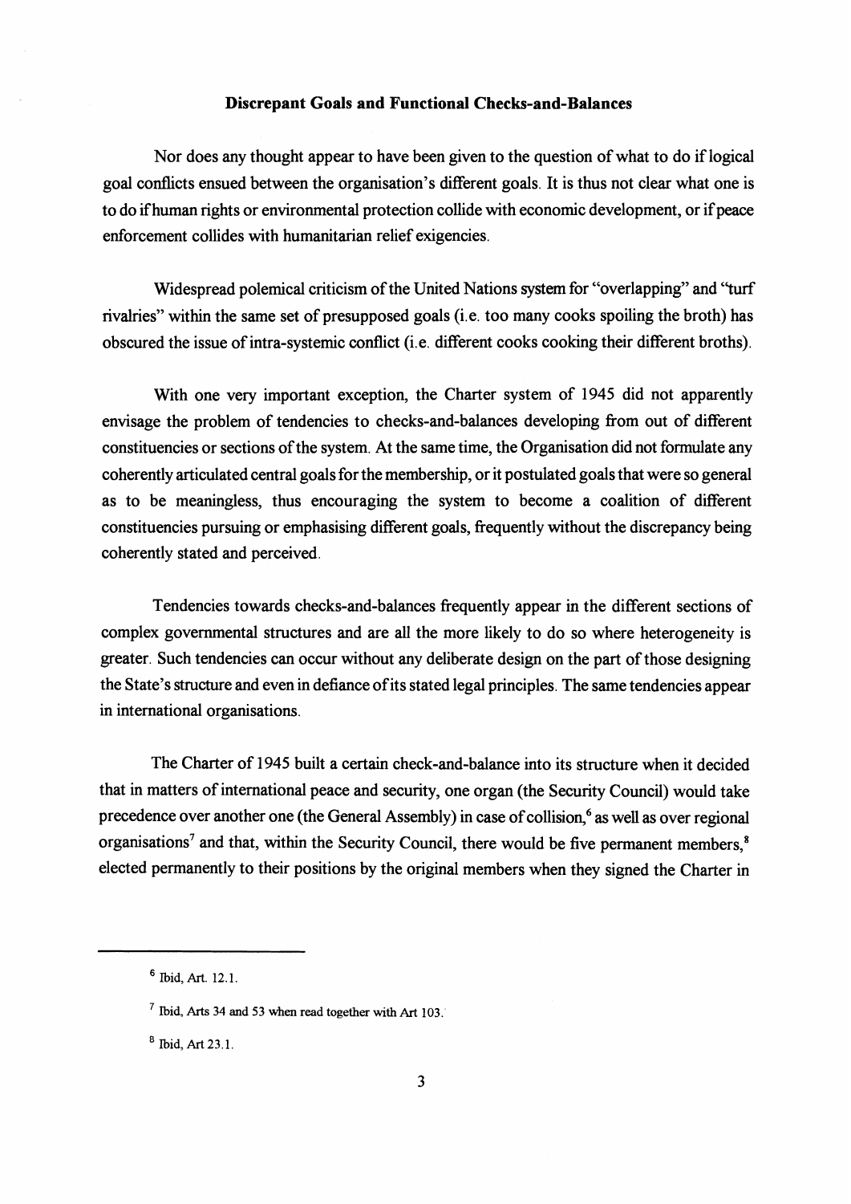### Discrepant Goals and Functional Checks-and-Balances

Nor does any thought appear to have been given to the question of what to do if logical goal conflicts ensued between the organisation's different goals. It is thus not clear what one is to do if human rights or environmental protection collide with economic development, or if peace enforcement collides with humanitarian relief exigencies.

Widespread polemical criticism of the United Nations system for "overlapping" and "turf rivalries" within the same set of presupposed goals (i.e. too many cooks spoiling the broth) has obscured the issue of intra-systemic conflict (i.e. different cooks cooking their different broths).

With one very important exception, the Charter system of 1945 did not apparently envisage the problem of tendencies to checks-and-balances developing from out of different constituencies or sections of the system. At the same time, the Organisation did not formulate any coherently articulated central goals for the membership, or it postulated goals that were so general as to be meaningless, thus encouraging the system to become a coalition of different constituencies pursuing or emphasising different goals, frequently without the discrepancy being coherently stated and perceived.

Tendencies towards checks-and-balances frequently appear in the different sections of complex governmental structures and are all the more likely to do so where heterogeneity is greater. Such tendencies can occur without any deliberate design on the part of those designing the State's structure and even in defiance of its stated legal principles. The same tendencies appear in international organisations.

The Charter of 1945 built a certain check-and-balance into its structure when it decided that in matters of international peace and security, one organ (the Security Council) would take precedence over another one (the General Assembly) in case of collision,[6] as well as over regional organisations[7] and that, within the Security Council, there would be five permanent members,[8] elected permanently to their positions by the original members when they signed the Charter in

---

[6] Ibid, Art. 12.1.

[7] Ibid, Arts 34 and 53 when read together with Art 103.

[8] Ibid, Art 23.1.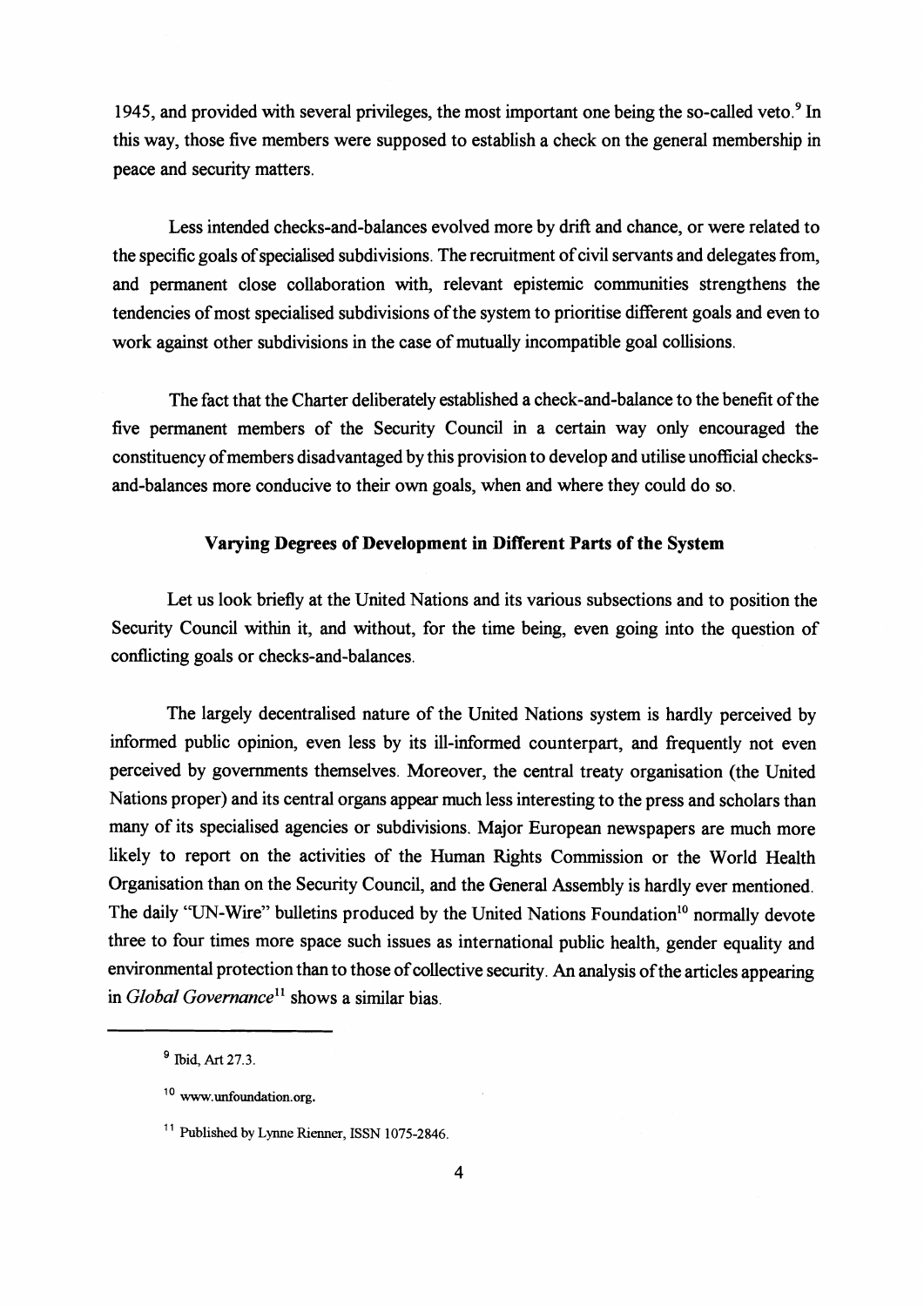1945, and provided with several privileges, the most important one being the so-called veto.[9] In this way, those five members were supposed to establish a check on the general membership in peace and security matters.

Less intended checks-and-balances evolved more by drift and chance, or were related to the specific goals of specialised subdivisions. The recruitment of civil servants and delegates from, and permanent close collaboration with, relevant epistemic communities strengthens the tendencies of most specialised subdivisions of the system to prioritise different goals and even to work against other subdivisions in the case of mutually incompatible goal collisions.

The fact that the Charter deliberately established a check-and-balance to the benefit of the five permanent members of the Security Council in a certain way only encouraged the constituency of members disadvantaged by this provision to develop and utilise unofficial checks-and-balances more conducive to their own goals, when and where they could do so.

## Varying Degrees of Development in Different Parts of the System

Let us look briefly at the United Nations and its various subsections and to position the Security Council within it, and without, for the time being, even going into the question of conflicting goals or checks-and-balances.

The largely decentralised nature of the United Nations system is hardly perceived by informed public opinion, even less by its ill-informed counterpart, and frequently not even perceived by governments themselves. Moreover, the central treaty organisation (the United Nations proper) and its central organs appear much less interesting to the press and scholars than many of its specialised agencies or subdivisions. Major European newspapers are much more likely to report on the activities of the Human Rights Commission or the World Health Organisation than on the Security Council, and the General Assembly is hardly ever mentioned. The daily "UN-Wire" bulletins produced by the United Nations Foundation[10] normally devote three to four times more space such issues as international public health, gender equality and environmental protection than to those of collective security. An analysis of the articles appearing in *Global Governance*[11] shows a similar bias.

---

[9] Ibid, Art 27.3.

[10] www.unfoundation.org.

[11] Published by Lynne Rienner, ISSN 1075-2846.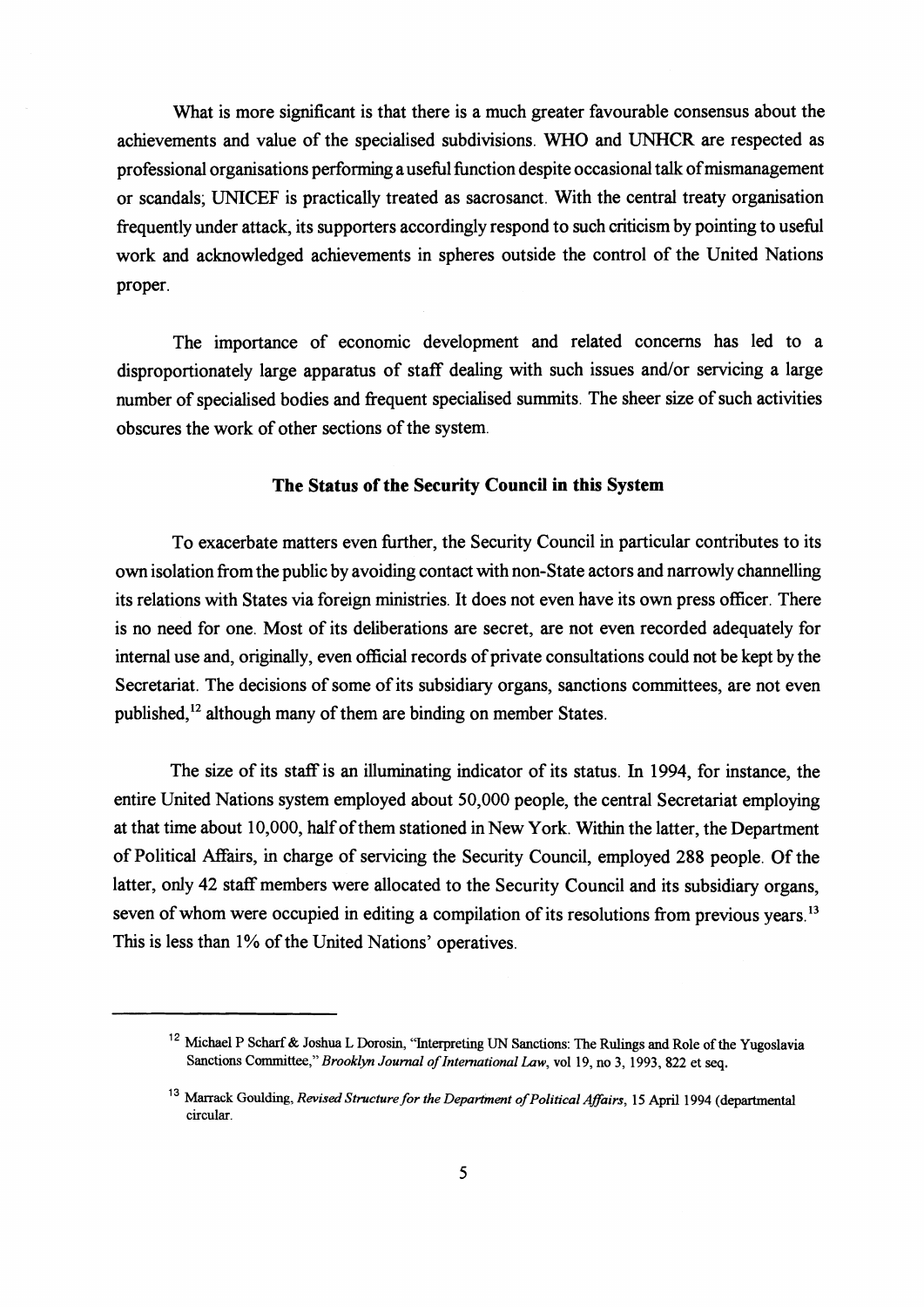What is more significant is that there is a much greater favourable consensus about the achievements and value of the specialised subdivisions. WHO and UNHCR are respected as professional organisations performing a useful function despite occasional talk of mismanagement or scandals; UNICEF is practically treated as sacrosanct. With the central treaty organisation frequently under attack, its supporters accordingly respond to such criticism by pointing to useful work and acknowledged achievements in spheres outside the control of the United Nations proper.

The importance of economic development and related concerns has led to a disproportionately large apparatus of staff dealing with such issues and/or servicing a large number of specialised bodies and frequent specialised summits. The sheer size of such activities obscures the work of other sections of the system.

### The Status of the Security Council in this System

To exacerbate matters even further, the Security Council in particular contributes to its own isolation from the public by avoiding contact with non-State actors and narrowly channelling its relations with States via foreign ministries. It does not even have its own press officer. There is no need for one. Most of its deliberations are secret, are not even recorded adequately for internal use and, originally, even official records of private consultations could not be kept by the Secretariat. The decisions of some of its subsidiary organs, sanctions committees, are not even published,[12] although many of them are binding on member States.

The size of its staff is an illuminating indicator of its status. In 1994, for instance, the entire United Nations system employed about 50,000 people, the central Secretariat employing at that time about 10,000, half of them stationed in New York. Within the latter, the Department of Political Affairs, in charge of servicing the Security Council, employed 288 people. Of the latter, only 42 staff members were allocated to the Security Council and its subsidiary organs, seven of whom were occupied in editing a compilation of its resolutions from previous years.[13] This is less than 1% of the United Nations' operatives.

---

[12] Michael P Scharf & Joshua L Dorosin, "Interpreting UN Sanctions: The Rulings and Role of the Yugoslavia Sanctions Committee," *Brooklyn Journal of International Law*, vol 19, no 3, 1993, 822 et seq.

[13] Marrack Goulding, *Revised Structure for the Department of Political Affairs*, 15 April 1994 (departmental circular.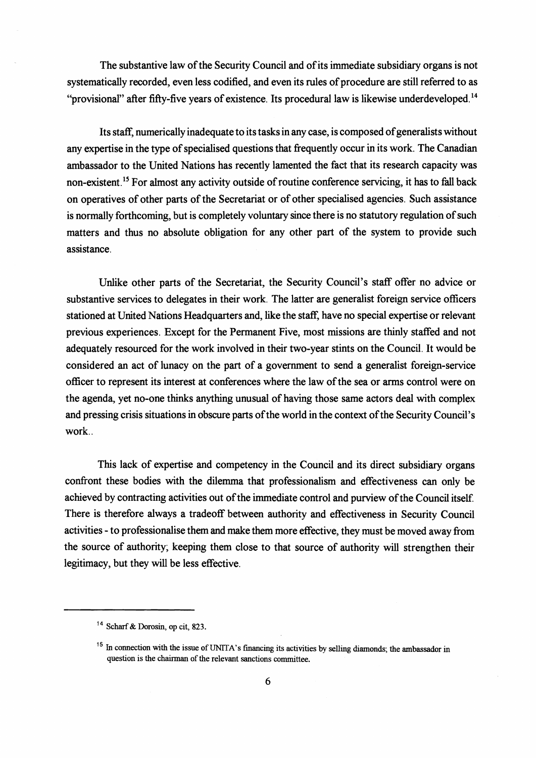The substantive law of the Security Council and of its immediate subsidiary organs is not systematically recorded, even less codified, and even its rules of procedure are still referred to as "provisional" after fifty-five years of existence. Its procedural law is likewise underdeveloped.[14]

Its staff, numerically inadequate to its tasks in any case, is composed of generalists without any expertise in the type of specialised questions that frequently occur in its work. The Canadian ambassador to the United Nations has recently lamented the fact that its research capacity was non-existent.[15] For almost any activity outside of routine conference servicing, it has to fall back on operatives of other parts of the Secretariat or of other specialised agencies. Such assistance is normally forthcoming, but is completely voluntary since there is no statutory regulation of such matters and thus no absolute obligation for any other part of the system to provide such assistance.

Unlike other parts of the Secretariat, the Security Council's staff offer no advice or substantive services to delegates in their work. The latter are generalist foreign service officers stationed at United Nations Headquarters and, like the staff, have no special expertise or relevant previous experiences. Except for the Permanent Five, most missions are thinly staffed and not adequately resourced for the work involved in their two-year stints on the Council. It would be considered an act of lunacy on the part of a government to send a generalist foreign-service officer to represent its interest at conferences where the law of the sea or arms control were on the agenda, yet no-one thinks anything unusual of having those same actors deal with complex and pressing crisis situations in obscure parts of the world in the context of the Security Council's work..

This lack of expertise and competency in the Council and its direct subsidiary organs confront these bodies with the dilemma that professionalism and effectiveness can only be achieved by contracting activities out of the immediate control and purview of the Council itself. There is therefore always a tradeoff between authority and effectiveness in Security Council activities - to professionalise them and make them more effective, they must be moved away from the source of authority; keeping them close to that source of authority will strengthen their legitimacy, but they will be less effective.

---

[14] Scharf & Dorosin, op cit, 823.

[15] In connection with the issue of UNITA's financing its activities by selling diamonds; the ambassador in question is the chairman of the relevant sanctions committee.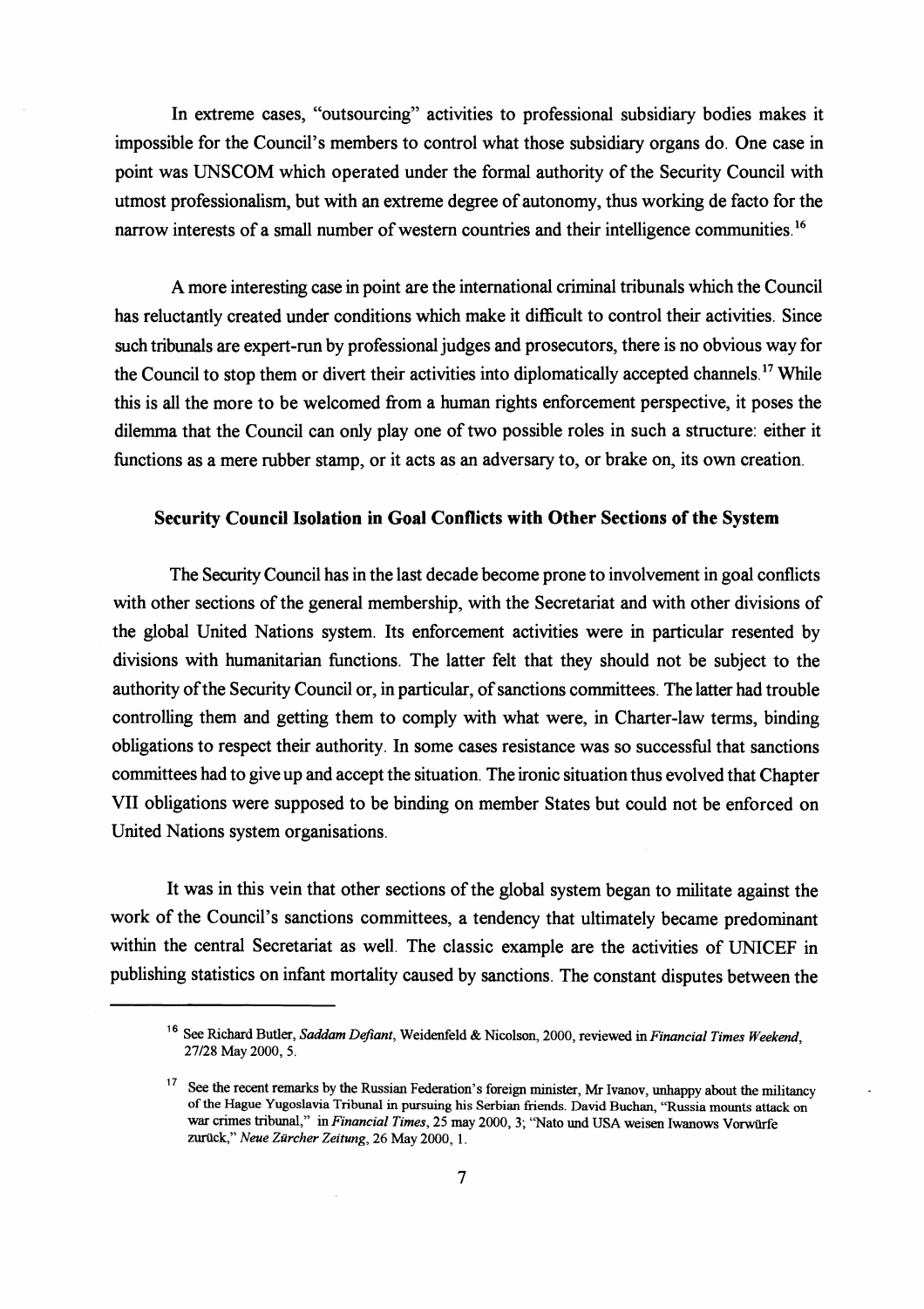In extreme cases, "outsourcing" activities to professional subsidiary bodies makes it impossible for the Council's members to control what those subsidiary organs do. One case in point was UNSCOM which operated under the formal authority of the Security Council with utmost professionalism, but with an extreme degree of autonomy, thus working de facto for the narrow interests of a small number of western countries and their intelligence communities.[16]

A more interesting case in point are the international criminal tribunals which the Council has reluctantly created under conditions which make it difficult to control their activities. Since such tribunals are expert-run by professional judges and prosecutors, there is no obvious way for the Council to stop them or divert their activities into diplomatically accepted channels.[17] While this is all the more to be welcomed from a human rights enforcement perspective, it poses the dilemma that the Council can only play one of two possible roles in such a structure: either it functions as a mere rubber stamp, or it acts as an adversary to, or brake on, its own creation.

### Security Council Isolation in Goal Conflicts with Other Sections of the System

The Security Council has in the last decade become prone to involvement in goal conflicts with other sections of the general membership, with the Secretariat and with other divisions of the global United Nations system. Its enforcement activities were in particular resented by divisions with humanitarian functions. The latter felt that they should not be subject to the authority of the Security Council or, in particular, of sanctions committees. The latter had trouble controlling them and getting them to comply with what were, in Charter-law terms, binding obligations to respect their authority. In some cases resistance was so successful that sanctions committees had to give up and accept the situation. The ironic situation thus evolved that Chapter VII obligations were supposed to be binding on member States but could not be enforced on United Nations system organisations.

It was in this vein that other sections of the global system began to militate against the work of the Council's sanctions committees, a tendency that ultimately became predominant within the central Secretariat as well. The classic example are the activities of UNICEF in publishing statistics on infant mortality caused by sanctions. The constant disputes between the

---

[16] See Richard Butler, *Saddam Defiant*, Weidenfeld & Nicolson, 2000, reviewed in *Financial Times Weekend*, 27/28 May 2000, 5.

[17] See the recent remarks by the Russian Federation's foreign minister, Mr Ivanov, unhappy about the militancy of the Hague Yugoslavia Tribunal in pursuing his Serbian friends. David Buchan, "Russia mounts attack on war crimes tribunal," in *Financial Times*, 25 may 2000, 3; "Nato und USA weisen Iwanows Vorwürfe zurück," *Neue Zürcher Zeitung*, 26 May 2000, 1.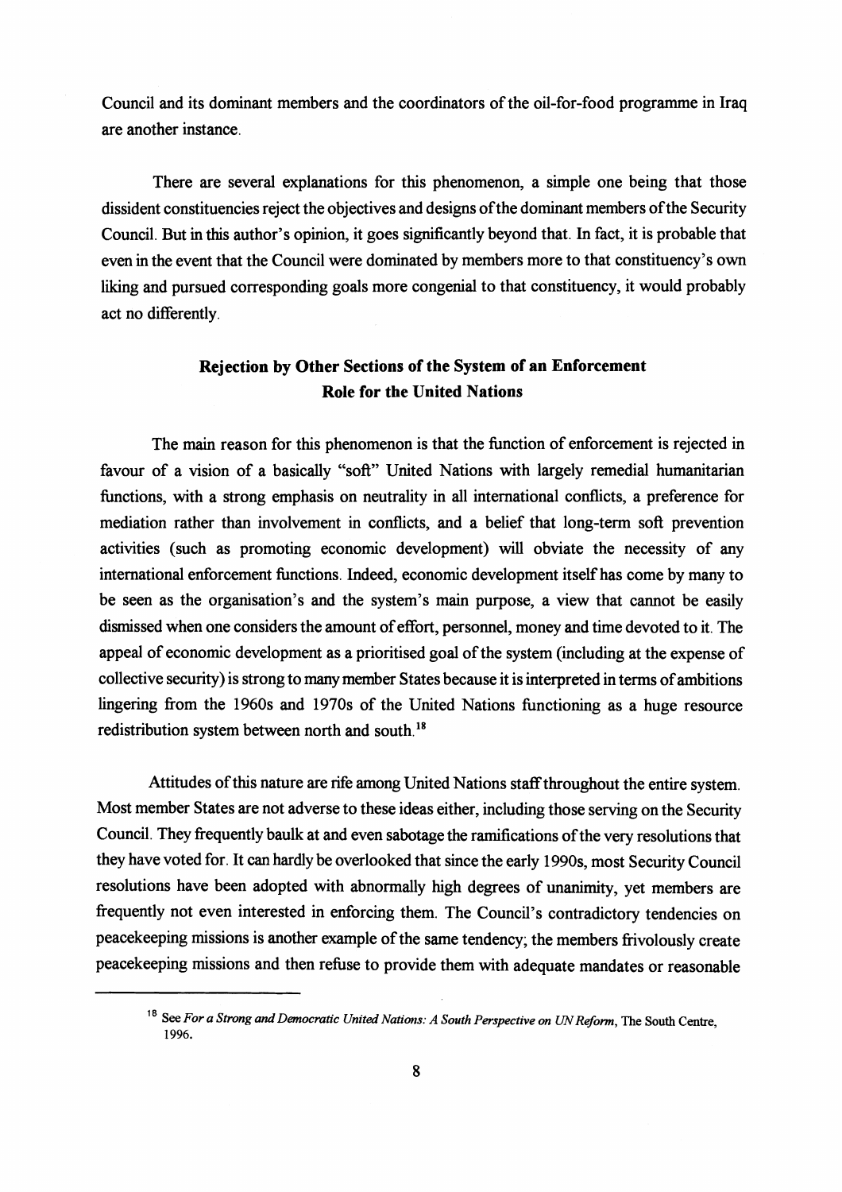Council and its dominant members and the coordinators of the oil-for-food programme in Iraq are another instance.

There are several explanations for this phenomenon, a simple one being that those dissident constituencies reject the objectives and designs of the dominant members of the Security Council. But in this author's opinion, it goes significantly beyond that. In fact, it is probable that even in the event that the Council were dominated by members more to that constituency's own liking and pursued corresponding goals more congenial to that constituency, it would probably act no differently.

## Rejection by Other Sections of the System of an Enforcement Role for the United Nations

The main reason for this phenomenon is that the function of enforcement is rejected in favour of a vision of a basically "soft" United Nations with largely remedial humanitarian functions, with a strong emphasis on neutrality in all international conflicts, a preference for mediation rather than involvement in conflicts, and a belief that long-term soft prevention activities (such as promoting economic development) will obviate the necessity of any international enforcement functions. Indeed, economic development itself has come by many to be seen as the organisation's and the system's main purpose, a view that cannot be easily dismissed when one considers the amount of effort, personnel, money and time devoted to it. The appeal of economic development as a prioritised goal of the system (including at the expense of collective security) is strong to many member States because it is interpreted in terms of ambitions lingering from the 1960s and 1970s of the United Nations functioning as a huge resource redistribution system between north and south.[18]

Attitudes of this nature are rife among United Nations staff throughout the entire system. Most member States are not adverse to these ideas either, including those serving on the Security Council. They frequently baulk at and even sabotage the ramifications of the very resolutions that they have voted for. It can hardly be overlooked that since the early 1990s, most Security Council resolutions have been adopted with abnormally high degrees of unanimity, yet members are frequently not even interested in enforcing them. The Council's contradictory tendencies on peacekeeping missions is another example of the same tendency; the members frivolously create peacekeeping missions and then refuse to provide them with adequate mandates or reasonable

[18] See *For a Strong and Democratic United Nations: A South Perspective on UN Reform*, The South Centre, 1996.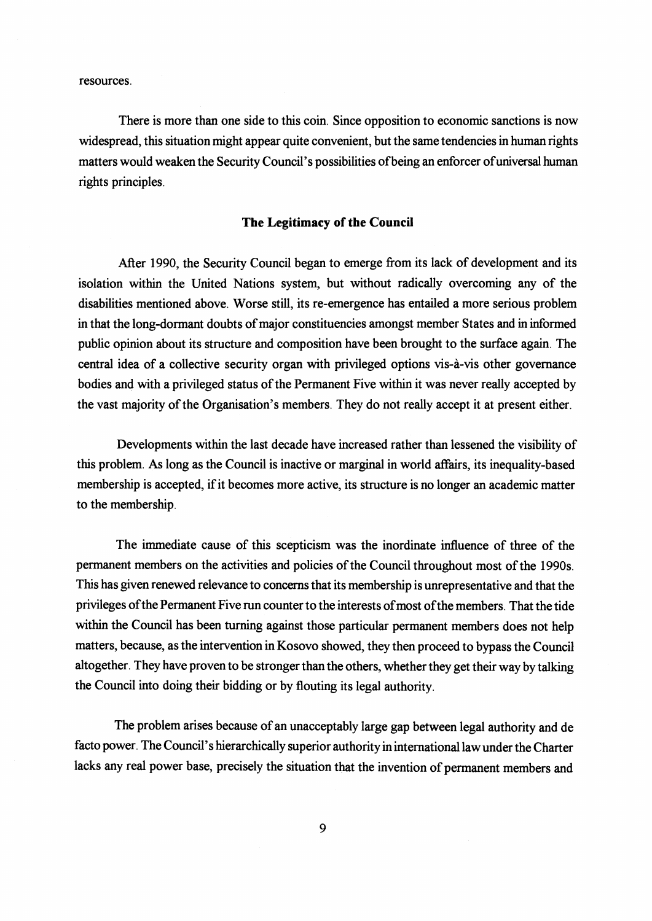resources.

There is more than one side to this coin. Since opposition to economic sanctions is now widespread, this situation might appear quite convenient, but the same tendencies in human rights matters would weaken the Security Council's possibilities of being an enforcer of universal human rights principles.

### The Legitimacy of the Council

After 1990, the Security Council began to emerge from its lack of development and its isolation within the United Nations system, but without radically overcoming any of the disabilities mentioned above. Worse still, its re-emergence has entailed a more serious problem in that the long-dormant doubts of major constituencies amongst member States and in informed public opinion about its structure and composition have been brought to the surface again. The central idea of a collective security organ with privileged options vis-à-vis other governance bodies and with a privileged status of the Permanent Five within it was never really accepted by the vast majority of the Organisation's members. They do not really accept it at present either.

Developments within the last decade have increased rather than lessened the visibility of this problem. As long as the Council is inactive or marginal in world affairs, its inequality-based membership is accepted, if it becomes more active, its structure is no longer an academic matter to the membership.

The immediate cause of this scepticism was the inordinate influence of three of the permanent members on the activities and policies of the Council throughout most of the 1990s. This has given renewed relevance to concerns that its membership is unrepresentative and that the privileges of the Permanent Five run counter to the interests of most of the members. That the tide within the Council has been turning against those particular permanent members does not help matters, because, as the intervention in Kosovo showed, they then proceed to bypass the Council altogether. They have proven to be stronger than the others, whether they get their way by talking the Council into doing their bidding or by flouting its legal authority.

The problem arises because of an unacceptably large gap between legal authority and de facto power. The Council's hierarchically superior authority in international law under the Charter lacks any real power base, precisely the situation that the invention of permanent members and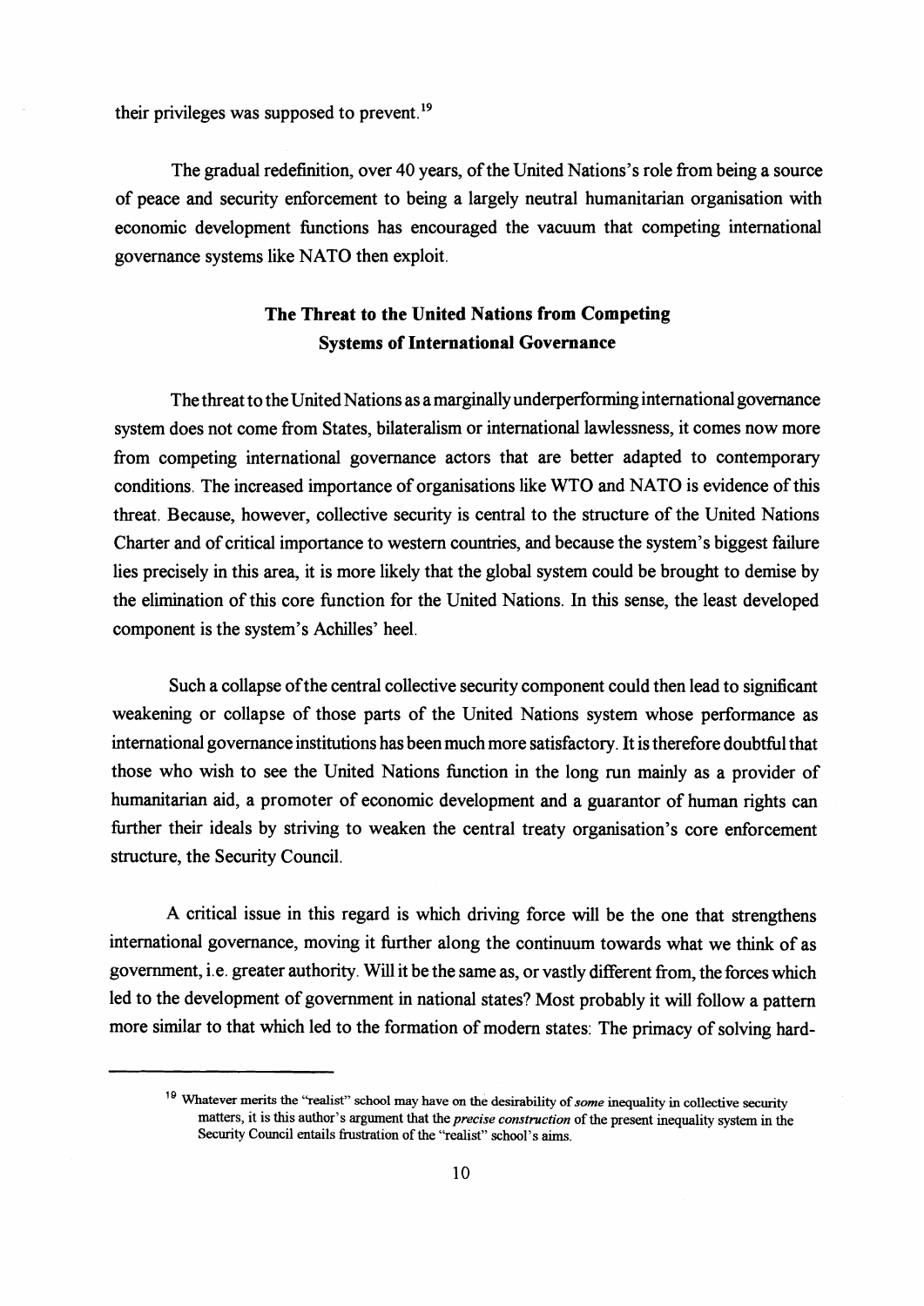their privileges was supposed to prevent.[19]

The gradual redefinition, over 40 years, of the United Nations's role from being a source of peace and security enforcement to being a largely neutral humanitarian organisation with economic development functions has encouraged the vacuum that competing international governance systems like NATO then exploit.

## The Threat to the United Nations from Competing Systems of International Governance

The threat to the United Nations as a marginally underperforming international governance system does not come from States, bilateralism or international lawlessness, it comes now more from competing international governance actors that are better adapted to contemporary conditions. The increased importance of organisations like WTO and NATO is evidence of this threat. Because, however, collective security is central to the structure of the United Nations Charter and of critical importance to western countries, and because the system's biggest failure lies precisely in this area, it is more likely that the global system could be brought to demise by the elimination of this core function for the United Nations. In this sense, the least developed component is the system's Achilles' heel.

Such a collapse of the central collective security component could then lead to significant weakening or collapse of those parts of the United Nations system whose performance as international governance institutions has been much more satisfactory. It is therefore doubtful that those who wish to see the United Nations function in the long run mainly as a provider of humanitarian aid, a promoter of economic development and a guarantor of human rights can further their ideals by striving to weaken the central treaty organisation's core enforcement structure, the Security Council.

A critical issue in this regard is which driving force will be the one that strengthens international governance, moving it further along the continuum towards what we think of as government, i.e. greater authority. Will it be the same as, or vastly different from, the forces which led to the development of government in national states? Most probably it will follow a pattern more similar to that which led to the formation of modern states: The primacy of solving hard-

[19] Whatever merits the "realist" school may have on the desirability of *some* inequality in collective security matters, it is this author's argument that the *precise construction* of the present inequality system in the Security Council entails frustration of the "realist" school's aims.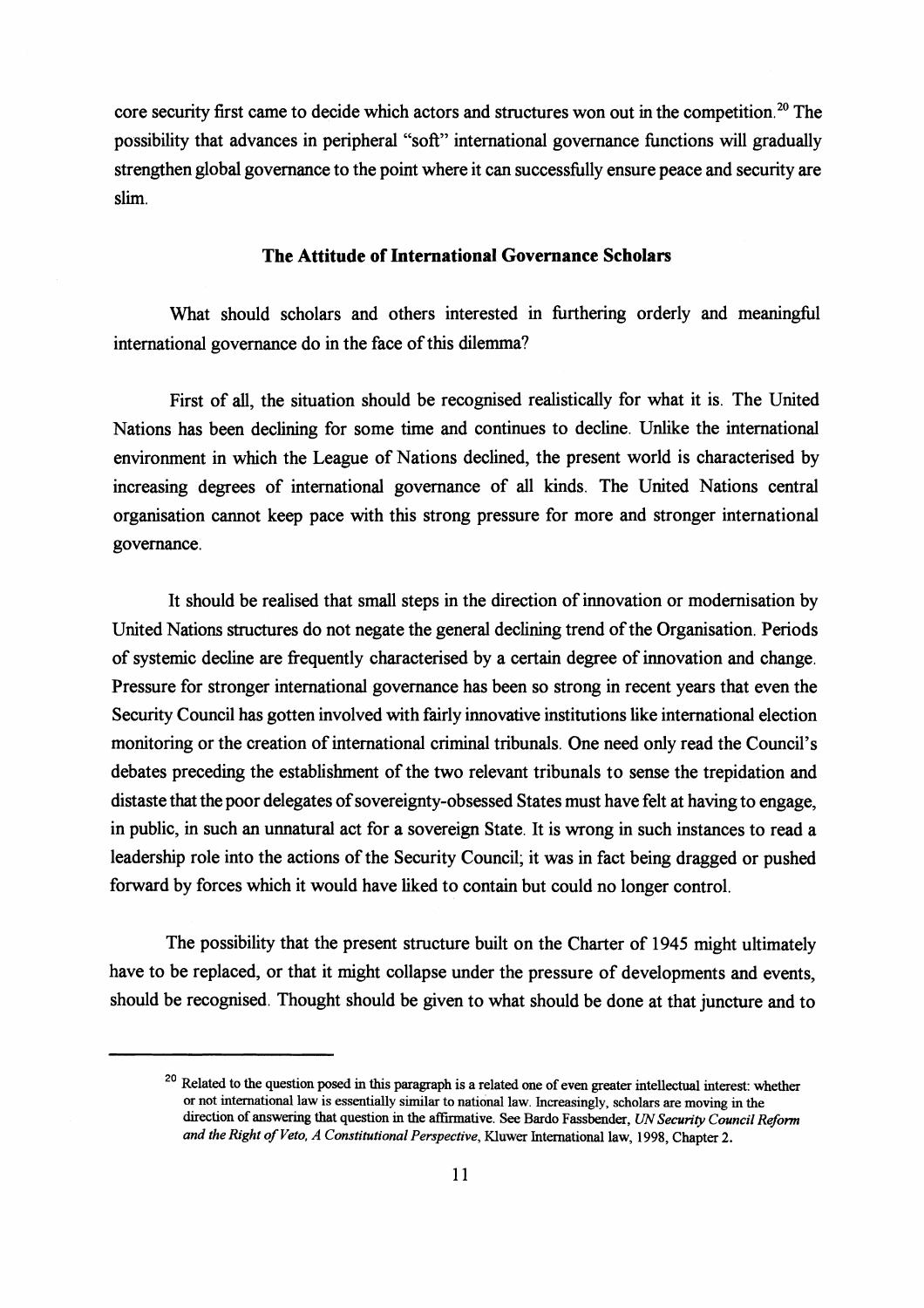core security first came to decide which actors and structures won out in the competition.[20] The possibility that advances in peripheral "soft" international governance functions will gradually strengthen global governance to the point where it can successfully ensure peace and security are slim.

## The Attitude of International Governance Scholars

What should scholars and others interested in furthering orderly and meaningful international governance do in the face of this dilemma?

First of all, the situation should be recognised realistically for what it is. The United Nations has been declining for some time and continues to decline. Unlike the international environment in which the League of Nations declined, the present world is characterised by increasing degrees of international governance of all kinds. The United Nations central organisation cannot keep pace with this strong pressure for more and stronger international governance.

It should be realised that small steps in the direction of innovation or modernisation by United Nations structures do not negate the general declining trend of the Organisation. Periods of systemic decline are frequently characterised by a certain degree of innovation and change. Pressure for stronger international governance has been so strong in recent years that even the Security Council has gotten involved with fairly innovative institutions like international election monitoring or the creation of international criminal tribunals. One need only read the Council's debates preceding the establishment of the two relevant tribunals to sense the trepidation and distaste that the poor delegates of sovereignty-obsessed States must have felt at having to engage, in public, in such an unnatural act for a sovereign State. It is wrong in such instances to read a leadership role into the actions of the Security Council; it was in fact being dragged or pushed forward by forces which it would have liked to contain but could no longer control.

The possibility that the present structure built on the Charter of 1945 might ultimately have to be replaced, or that it might collapse under the pressure of developments and events, should be recognised. Thought should be given to what should be done at that juncture and to

---

[20] Related to the question posed in this paragraph is a related one of even greater intellectual interest: whether or not international law is essentially similar to national law. Increasingly, scholars are moving in the direction of answering that question in the affirmative. See Bardo Fassbender, *UN Security Council Reform and the Right of Veto, A Constitutional Perspective*, Kluwer International law, 1998, Chapter 2.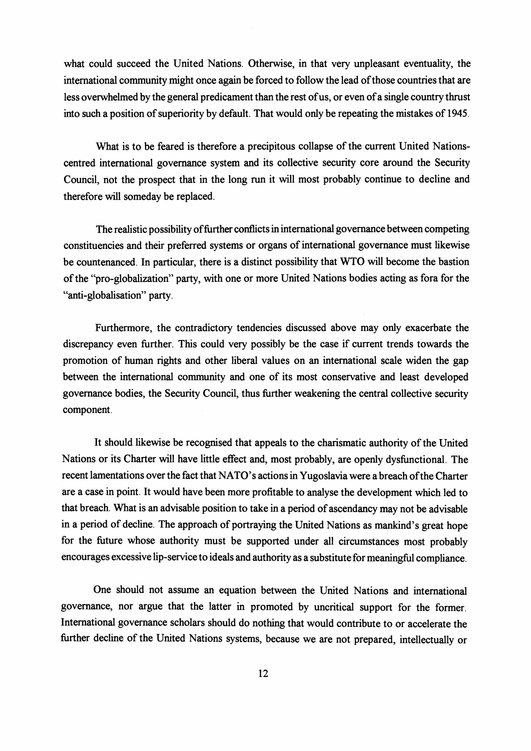what could succeed the United Nations. Otherwise, in that very unpleasant eventuality, the international community might once again be forced to follow the lead of those countries that are less overwhelmed by the general predicament than the rest of us, or even of a single country thrust into such a position of superiority by default. That would only be repeating the mistakes of 1945.

What is to be feared is therefore a precipitous collapse of the current United Nations-centred international governance system and its collective security core around the Security Council, not the prospect that in the long run it will most probably continue to decline and therefore will someday be replaced.

The realistic possibility of further conflicts in international governance between competing constituencies and their preferred systems or organs of international governance must likewise be countenanced. In particular, there is a distinct possibility that WTO will become the bastion of the "pro-globalization" party, with one or more United Nations bodies acting as fora for the "anti-globalisation" party.

Furthermore, the contradictory tendencies discussed above may only exacerbate the discrepancy even further. This could very possibly be the case if current trends towards the promotion of human rights and other liberal values on an international scale widen the gap between the international community and one of its most conservative and least developed governance bodies, the Security Council, thus further weakening the central collective security component.

It should likewise be recognised that appeals to the charismatic authority of the United Nations or its Charter will have little effect and, most probably, are openly dysfunctional. The recent lamentations over the fact that NATO's actions in Yugoslavia were a breach of the Charter are a case in point. It would have been more profitable to analyse the development which led to that breach. What is an advisable position to take in a period of ascendancy may not be advisable in a period of decline. The approach of portraying the United Nations as mankind's great hope for the future whose authority must be supported under all circumstances most probably encourages excessive lip-service to ideals and authority as a substitute for meaningful compliance.

One should not assume an equation between the United Nations and international governance, nor argue that the latter in promoted by uncritical support for the former. International governance scholars should do nothing that would contribute to or accelerate the further decline of the United Nations systems, because we are not prepared, intellectually or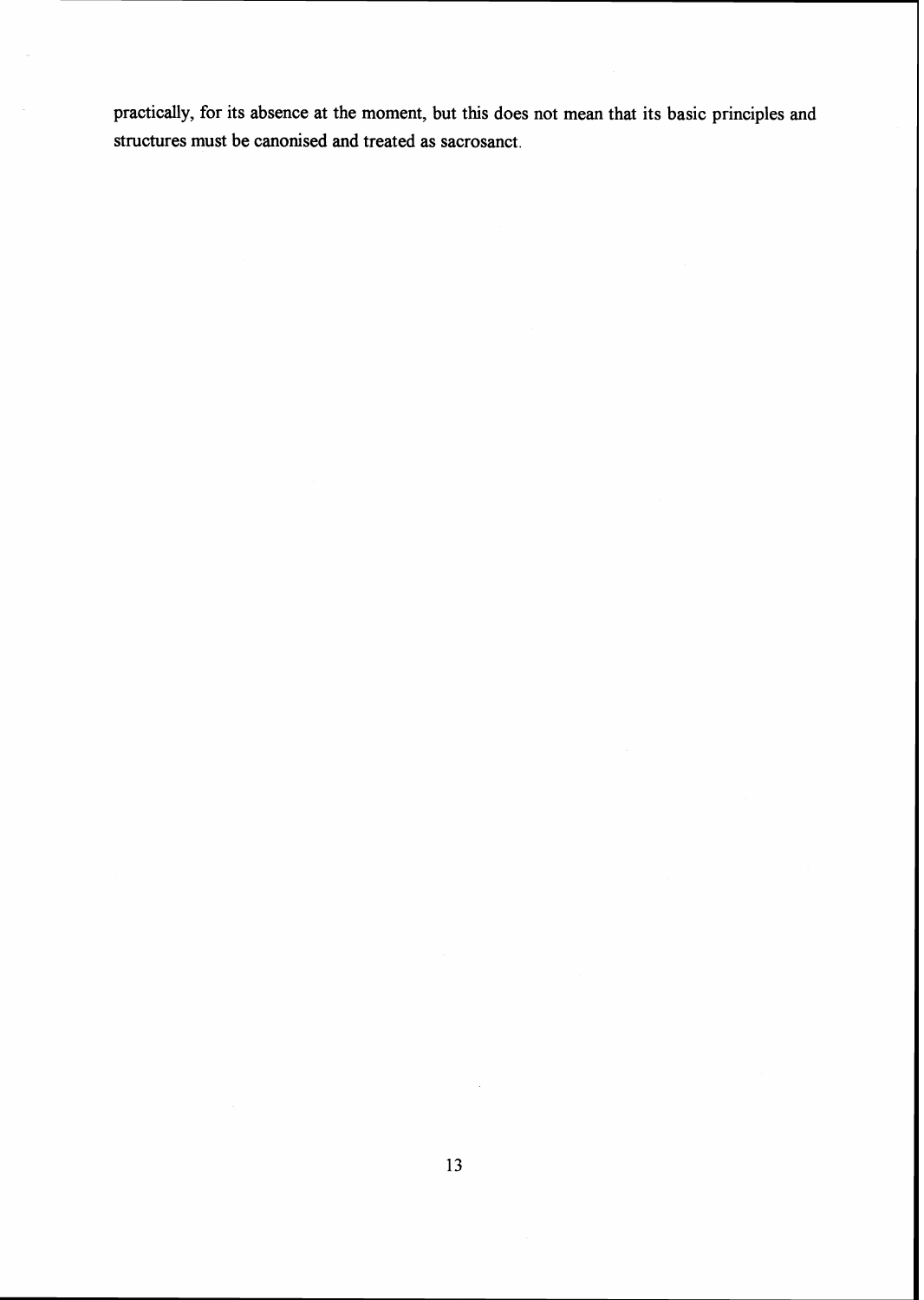practically, for its absence at the moment, but this does not mean that its basic principles and structures must be canonised and treated as sacrosanct.